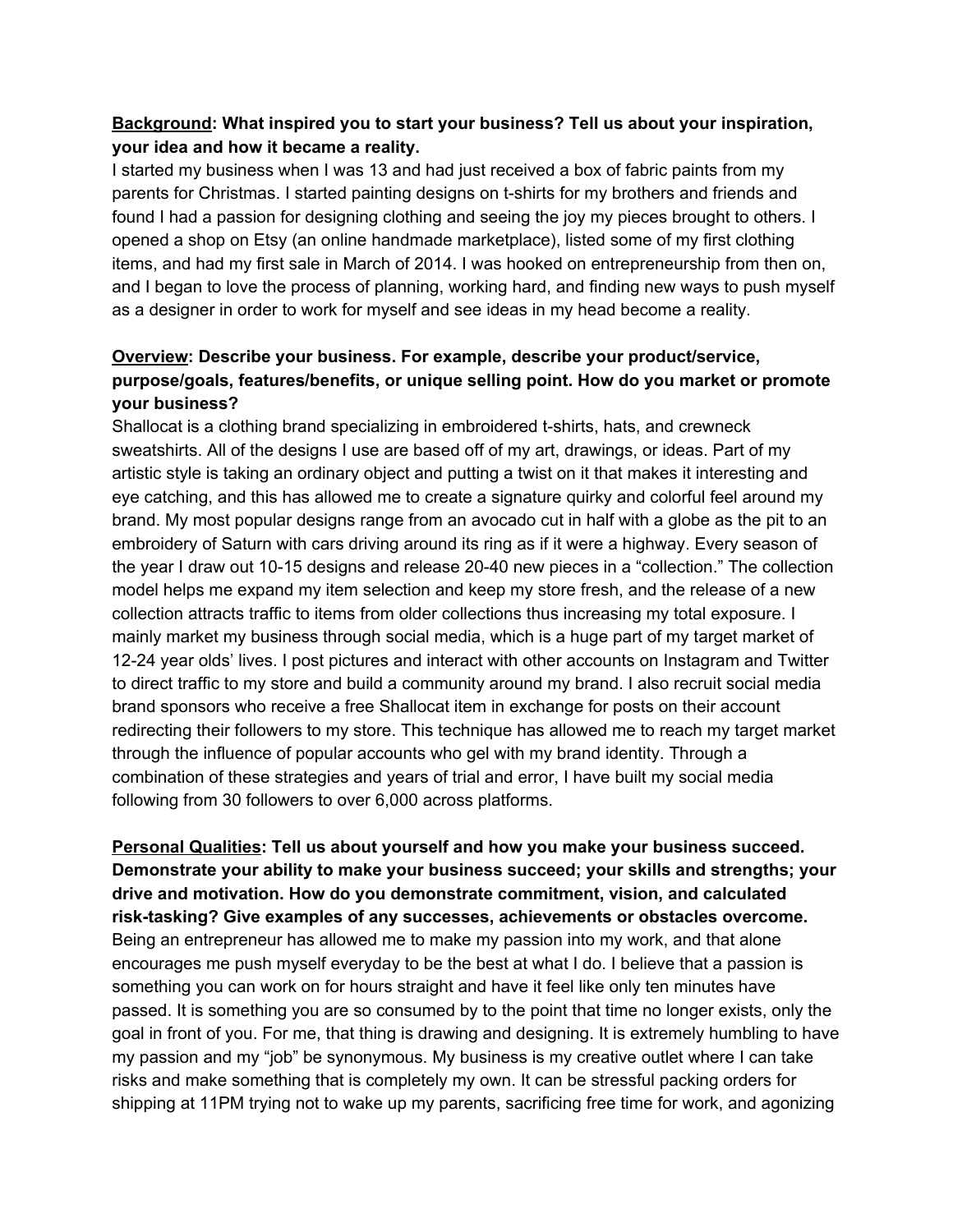**<u>Background</u>: What inspired you to start your business? Tell us about your inspiration, your idea and how it became a reality.**

I started my business when I was 13 and had just received a box of fabric paints from my parents for Christmas. I started painting designs on t-shirts for my brothers and friends and found I had a passion for designing clothing and seeing the joy my pieces brought to others. I opened a shop on Etsy (an online handmade marketplace), listed some of my first clothing items, and had my first sale in March of 2014. I was hooked on entrepreneurship from then on, and I began to love the process of planning, working hard, and finding new ways to push myself as a designer in order to work for myself and see ideas in my head become a reality.

**<u>Overview</u>: Describe your business. For example, describe your product/service, purpose/goals, features/benefits, or unique selling point. How do you market or promote your business?**

Shallocat is a clothing brand specializing in embroidered t-shirts, hats, and crewneck sweatshirts. All of the designs I use are based off of my art, drawings, or ideas. Part of my artistic style is taking an ordinary object and putting a twist on it that makes it interesting and eye catching, and this has allowed me to create a signature quirky and colorful feel around my brand. My most popular designs range from an avocado cut in half with a globe as the pit to an embroidery of Saturn with cars driving around its ring as if it were a highway. Every season of the year I draw out 10-15 designs and release 20-40 new pieces in a "collection." The collection model helps me expand my item selection and keep my store fresh, and the release of a new collection attracts traffic to items from older collections thus increasing my total exposure. I mainly market my business through social media, which is a huge part of my target market of 12-24 year olds' lives. I post pictures and interact with other accounts on Instagram and Twitter to direct traffic to my store and build a community around my brand. I also recruit social media brand sponsors who receive a free Shallocat item in exchange for posts on their account redirecting their followers to my store. This technique has allowed me to reach my target market through the influence of popular accounts who gel with my brand identity. Through a combination of these strategies and years of trial and error, I have built my social media following from 30 followers to over 6,000 across platforms.

**<u>Personal Qualities</u>: Tell us about yourself and how you make your business succeed. Demonstrate your ability to make your business succeed; your skills and strengths; your drive and motivation. How do you demonstrate commitment, vision, and calculated risk-tasking? Give examples of any successes, achievements or obstacles overcome.**

Being an entrepreneur has allowed me to make my passion into my work, and that alone encourages me push myself everyday to be the best at what I do. I believe that a passion is something you can work on for hours straight and have it feel like only ten minutes have passed. It is something you are so consumed by to the point that time no longer exists, only the goal in front of you. For me, that thing is drawing and designing. It is extremely humbling to have my passion and my "job" be synonymous. My business is my creative outlet where I can take risks and make something that is completely my own. It can be stressful packing orders for shipping at 11PM trying not to wake up my parents, sacrificing free time for work, and agonizing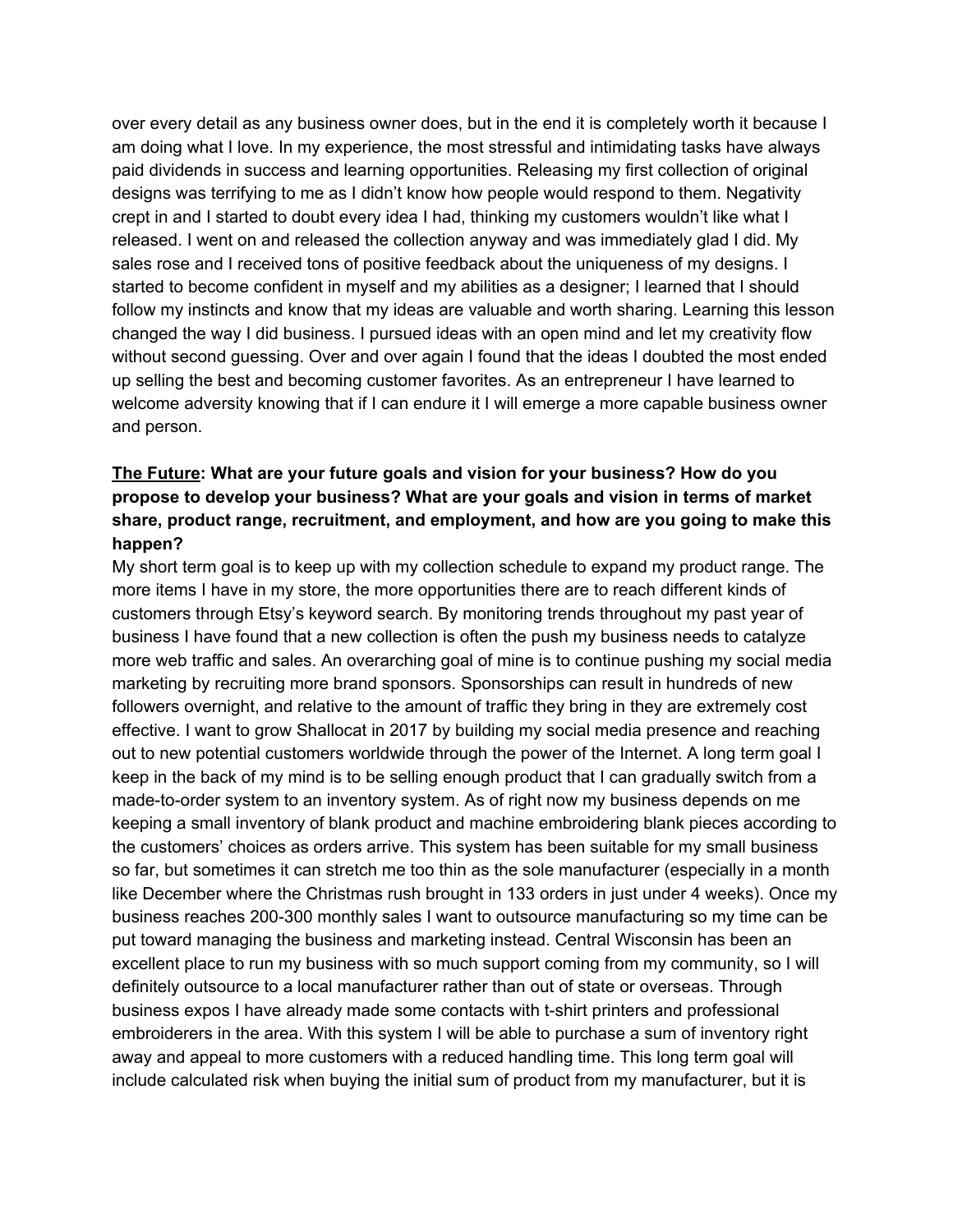over every detail as any business owner does, but in the end it is completely worth it because I am doing what I love. In my experience, the most stressful and intimidating tasks have always paid dividends in success and learning opportunities. Releasing my first collection of original designs was terrifying to me as I didn't know how people would respond to them. Negativity crept in and I started to doubt every idea I had, thinking my customers wouldn't like what I released. I went on and released the collection anyway and was immediately glad I did. My sales rose and I received tons of positive feedback about the uniqueness of my designs. I started to become confident in myself and my abilities as a designer; I learned that I should follow my instincts and know that my ideas are valuable and worth sharing. Learning this lesson changed the way I did business. I pursued ideas with an open mind and let my creativity flow without second guessing. Over and over again I found that the ideas I doubted the most ended up selling the best and becoming customer favorites. As an entrepreneur I have learned to welcome adversity knowing that if I can endure it I will emerge a more capable business owner and person.

**<u>The Future</u>: What are your future goals and vision for your business? How do you propose to develop your business? What are your goals and vision in terms of market share, product range, recruitment, and employment, and how are you going to make this happen?**

My short term goal is to keep up with my collection schedule to expand my product range. The more items I have in my store, the more opportunities there are to reach different kinds of customers through Etsy's keyword search. By monitoring trends throughout my past year of business I have found that a new collection is often the push my business needs to catalyze more web traffic and sales. An overarching goal of mine is to continue pushing my social media marketing by recruiting more brand sponsors. Sponsorships can result in hundreds of new followers overnight, and relative to the amount of traffic they bring in they are extremely cost effective. I want to grow Shallocat in 2017 by building my social media presence and reaching out to new potential customers worldwide through the power of the Internet. A long term goal I keep in the back of my mind is to be selling enough product that I can gradually switch from a made-to-order system to an inventory system. As of right now my business depends on me keeping a small inventory of blank product and machine embroidering blank pieces according to the customers' choices as orders arrive. This system has been suitable for my small business so far, but sometimes it can stretch me too thin as the sole manufacturer (especially in a month like December where the Christmas rush brought in 133 orders in just under 4 weeks). Once my business reaches 200-300 monthly sales I want to outsource manufacturing so my time can be put toward managing the business and marketing instead. Central Wisconsin has been an excellent place to run my business with so much support coming from my community, so I will definitely outsource to a local manufacturer rather than out of state or overseas. Through business expos I have already made some contacts with t-shirt printers and professional embroiderers in the area. With this system I will be able to purchase a sum of inventory right away and appeal to more customers with a reduced handling time. This long term goal will include calculated risk when buying the initial sum of product from my manufacturer, but it is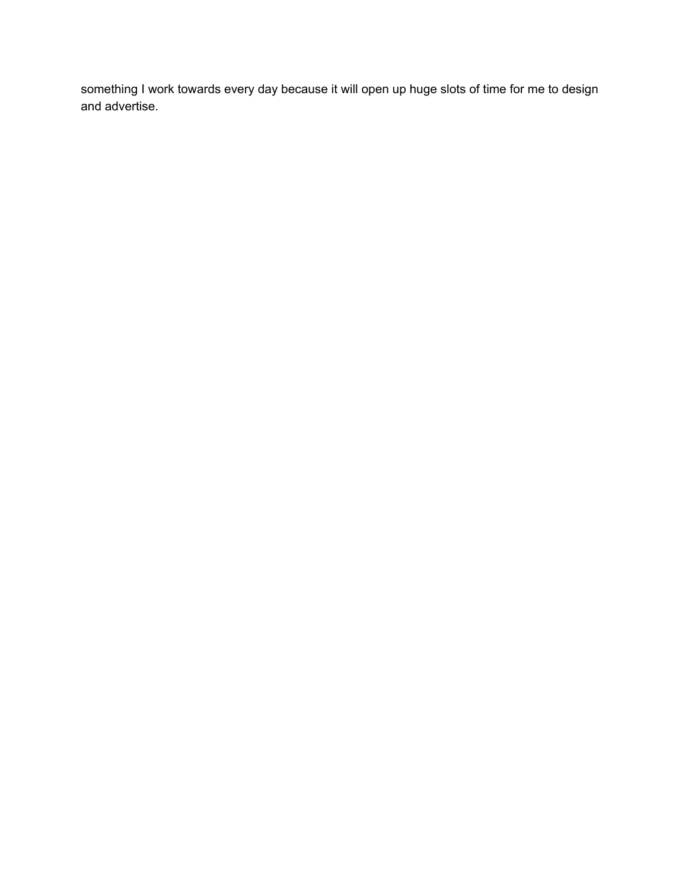something I work towards every day because it will open up huge slots of time for me to design and advertise.